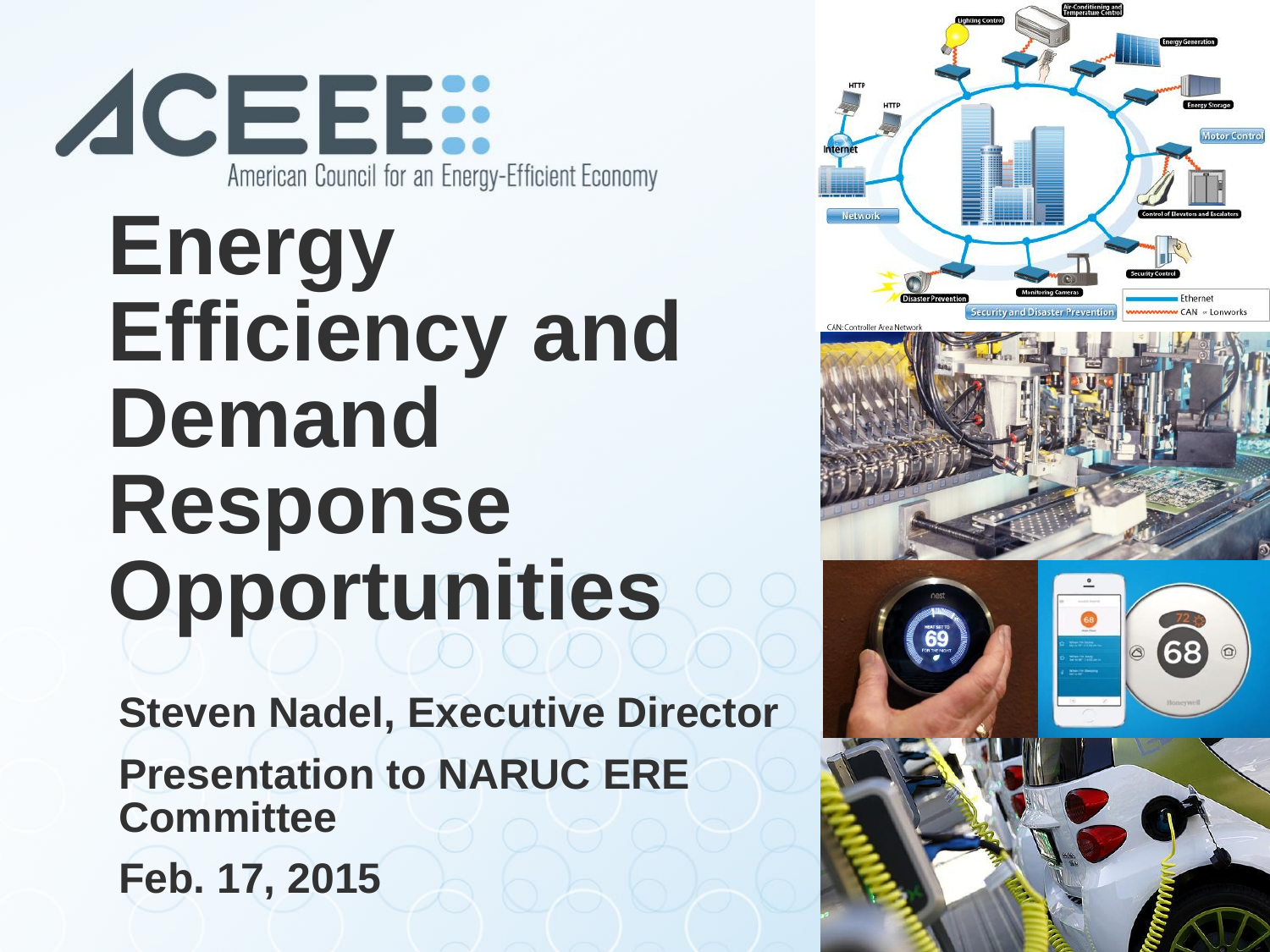ACEEE

American Council for an Energy-Efficient Economy

# Energy Efficiency and Demand Response Opportunities

**Steven Nadel, Executive Director**

**Presentation to NARUC ERE Committee**

**Feb. 17, 2015**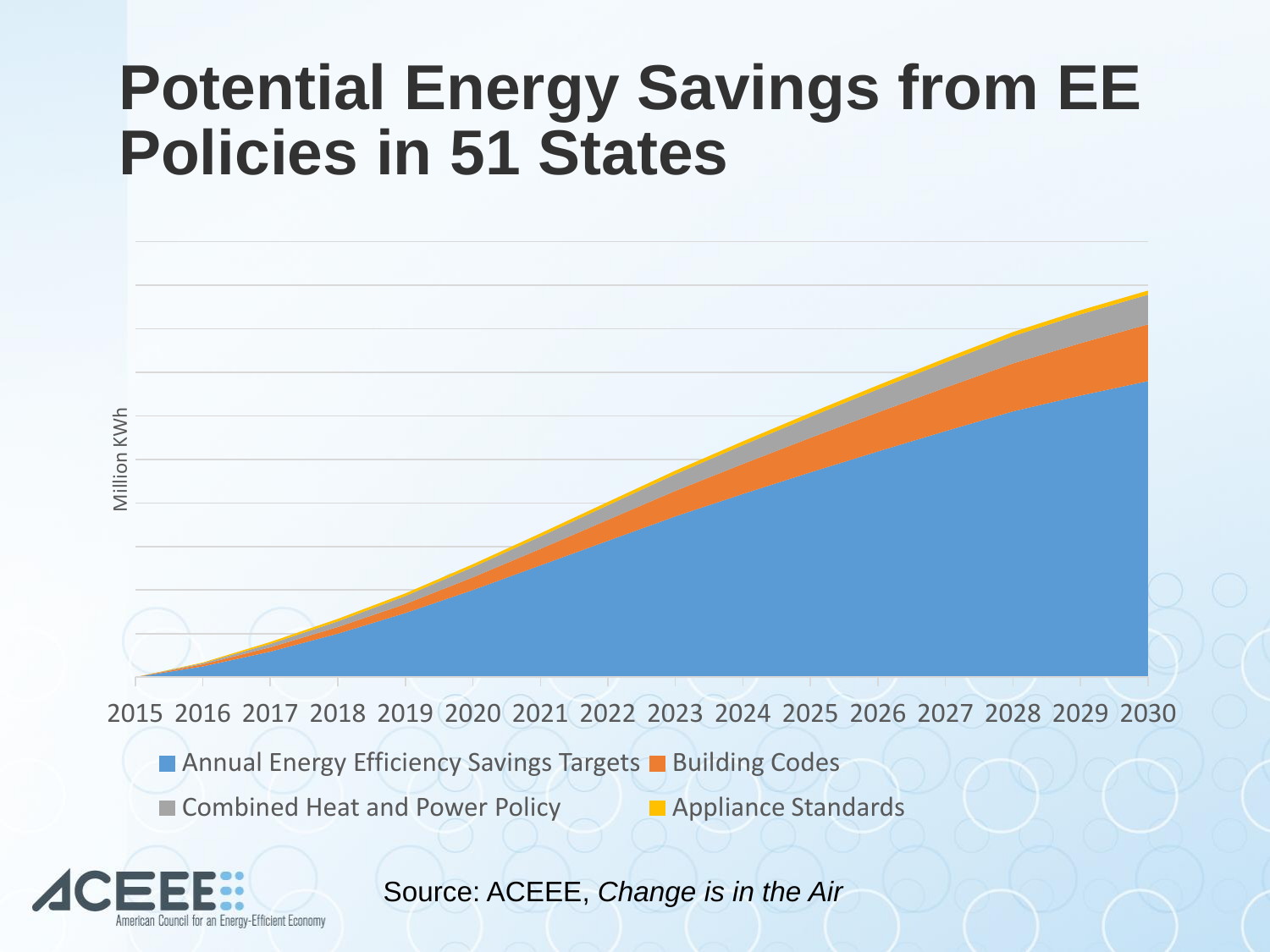# Potential Energy Savings from EE Policies in 51 States

Million KWh

2015 2016 2017 2018 2019 2020 2021 2022 2023 2024 2025 2026 2027 2028 2029 2030

- Annual Energy Efficiency Savings Targets
- Building Codes
- Combined Heat and Power Policy
- Appliance Standards

Source: ACEEE, *Change is in the Air*

ACEEE
American Council for an Energy-Efficient Economy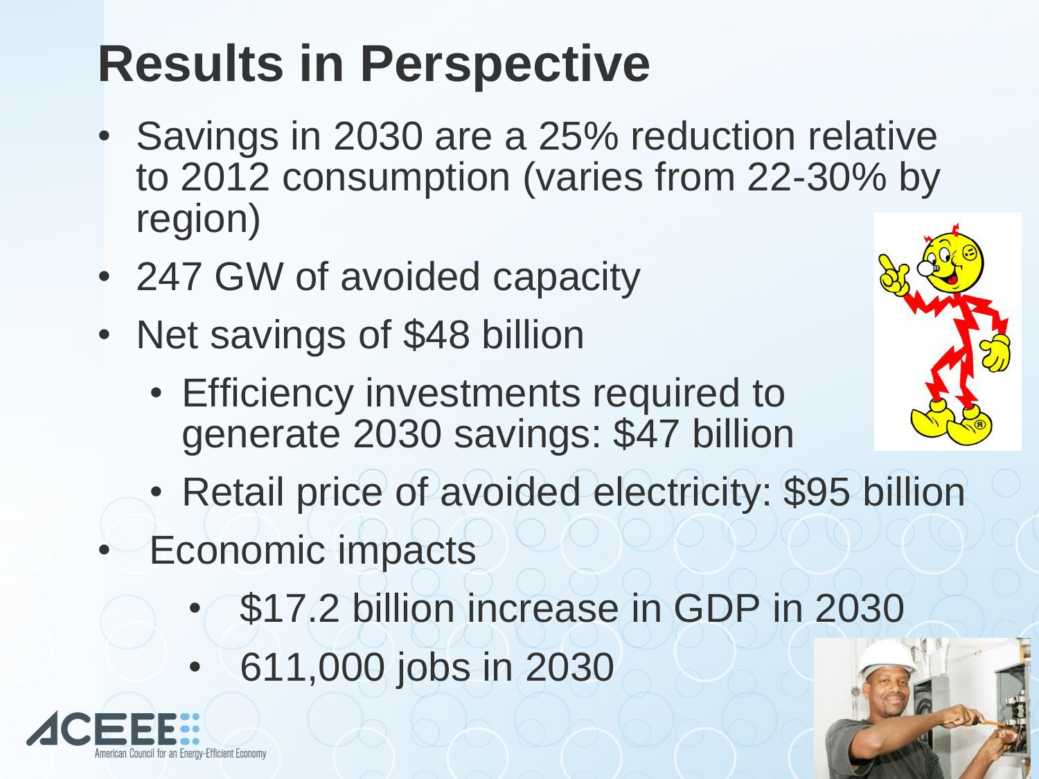# Results in Perspective

- Savings in 2030 are a 25% reduction relative to 2012 consumption (varies from 22-30% by region)
- 247 GW of avoided capacity
- Net savings of $48 billion
  - Efficiency investments required to generate 2030 savings: $47 billion
  - Retail price of avoided electricity: $95 billion
- Economic impacts
  - $17.2 billion increase in GDP in 2030
  - 611,000 jobs in 2030

ACEEE American Council for an Energy-Efficient Economy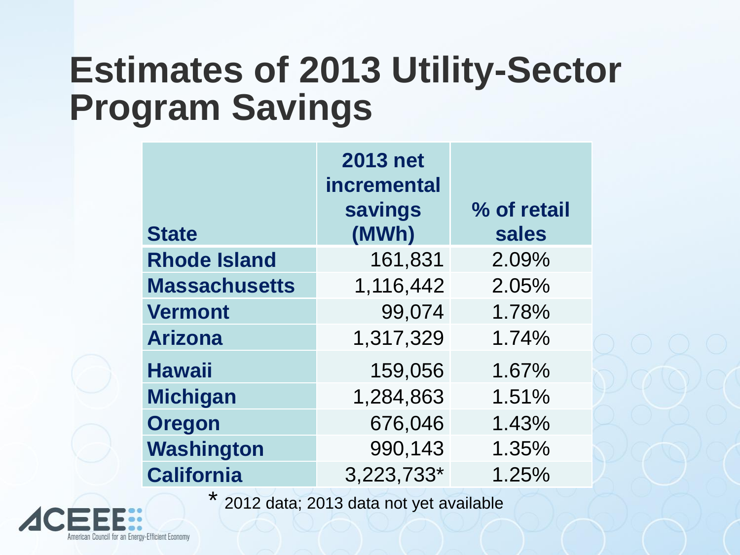# Estimates of 2013 Utility-Sector Program Savings

| State | 2013 net incremental savings (MWh) | % of retail sales |
|---|---|---|
| Rhode Island | 161,831 | 2.09% |
| Massachusetts | 1,116,442 | 2.05% |
| Vermont | 99,074 | 1.78% |
| Arizona | 1,317,329 | 1.74% |
| Hawaii | 159,056 | 1.67% |
| Michigan | 1,284,863 | 1.51% |
| Oregon | 676,046 | 1.43% |
| Washington | 990,143 | 1.35% |
| California | 3,223,733* | 1.25% |

* 2012 data; 2013 data not yet available

ACEEE American Council for an Energy-Efficient Economy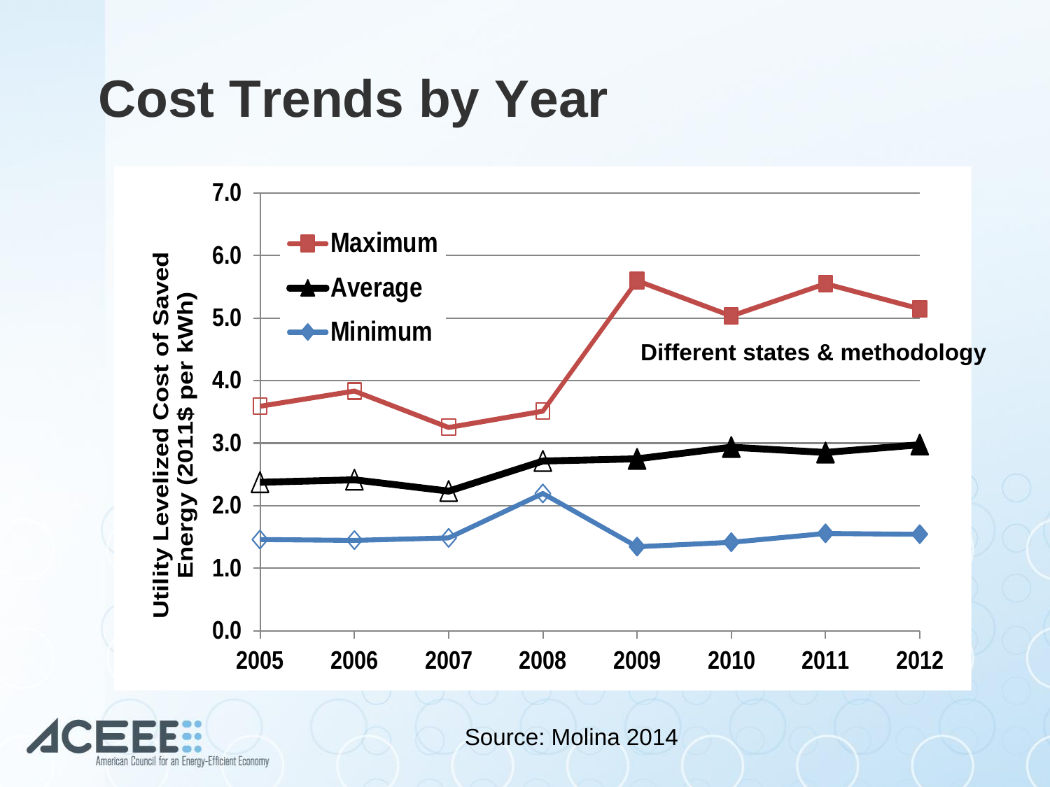# Cost Trends by Year

| Year | Maximum | Average | Minimum |
|---|---|---|---|
| 2005 | 3.6 | 2.4 | 1.5 |
| 2006 | 3.8 | 2.4 | 1.4 |
| 2007 | 3.2 | 2.2 | 1.5 |
| 2008 | 3.5 | 2.7 | 2.2 |
| 2009 | 5.6 | 2.8 | 1.4 |
| 2010 | 5.0 | 2.9 | 1.4 |
| 2011 | 5.6 | 2.9 | 1.6 |
| 2012 | 5.2 | 3.0 | 1.5 |

Utility Levelized Cost of Saved Energy (2011$ per kWh)

Different states & methodology

Source: Molina 2014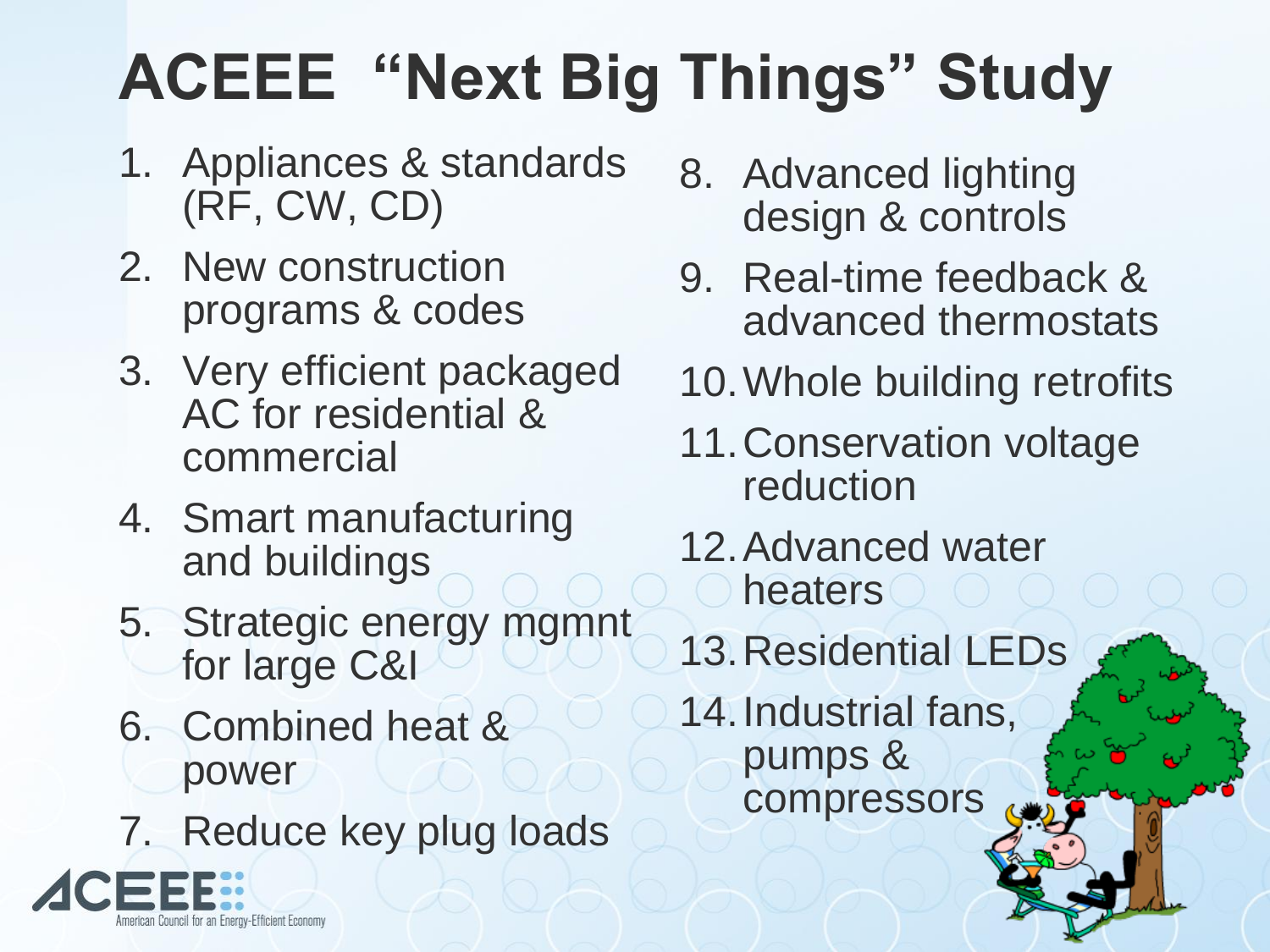# ACEEE "Next Big Things" Study

1. Appliances & standards (RF, CW, CD)
2. New construction programs & codes
3. Very efficient packaged AC for residential & commercial
4. Smart manufacturing and buildings
5. Strategic energy mgmnt for large C&I
6. Combined heat & power
7. Reduce key plug loads
8. Advanced lighting design & controls
9. Real-time feedback & advanced thermostats
10. Whole building retrofits
11. Conservation voltage reduction
12. Advanced water heaters
13. Residential LEDs
14. Industrial fans, pumps & compressors

ACEEE American Council for an Energy-Efficient Economy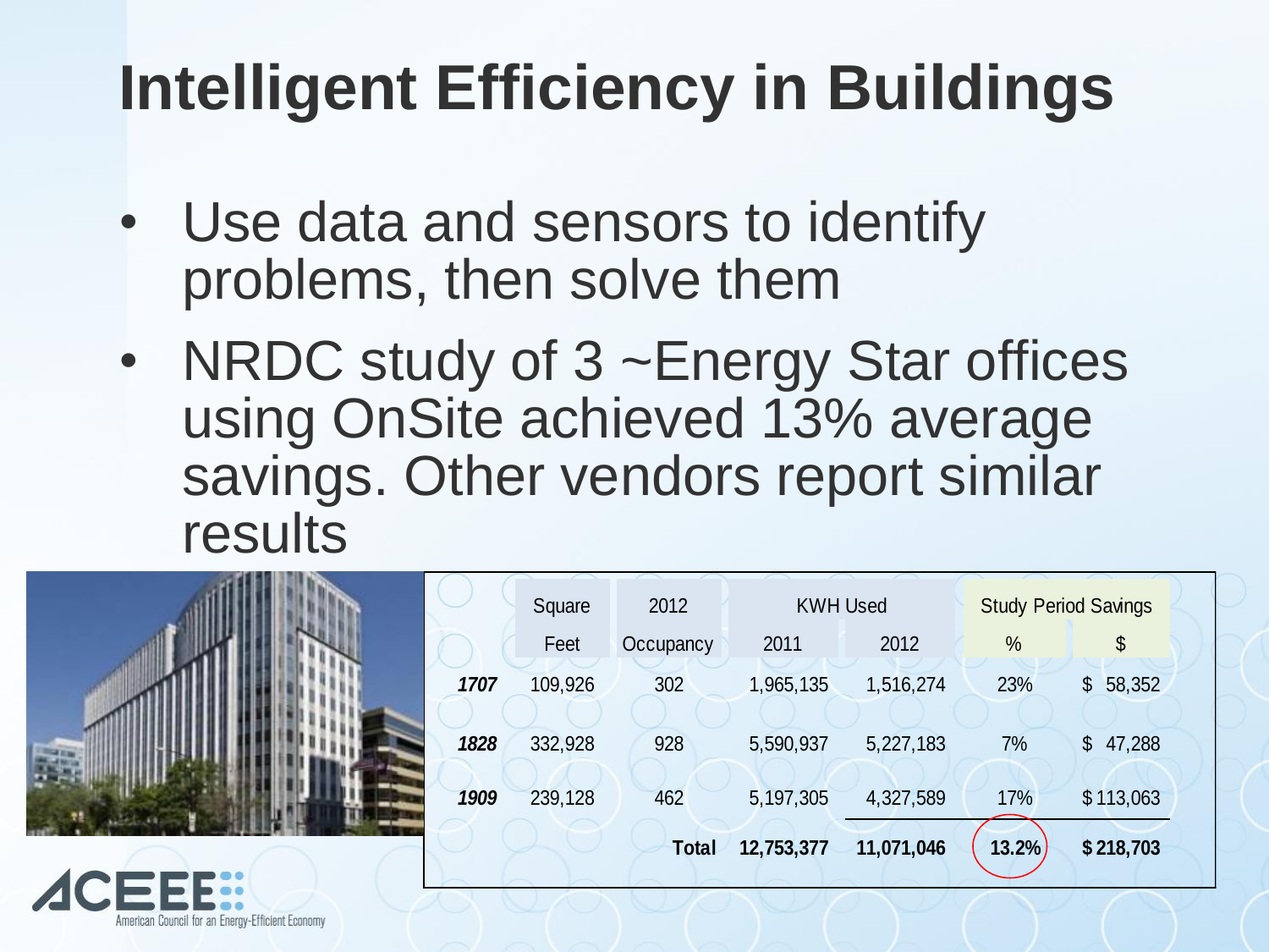# Intelligent Efficiency in Buildings

- Use data and sensors to identify problems, then solve them
- NRDC study of 3 ~Energy Star offices using OnSite achieved 13% average savings. Other vendors report similar results

| | Square Feet | 2012 Occupancy | KWH Used 2011 | KWH Used 2012 | Study Period Savings % | Study Period Savings $ |
|---|---|---|---|---|---|---|
| ***1707*** | 109,926 | 302 | 1,965,135 | 1,516,274 | 23% | $ 58,352 |
| ***1828*** | 332,928 | 928 | 5,590,937 | 5,227,183 | 7% | $ 47,288 |
| ***1909*** | 239,128 | 462 | 5,197,305 | 4,327,589 | 17% | $ 113,063 |
| | | **Total** | **12,753,377** | **11,071,046** | **13.2%** | **$ 218,703** |

ACEEE American Council for an Energy-Efficient Economy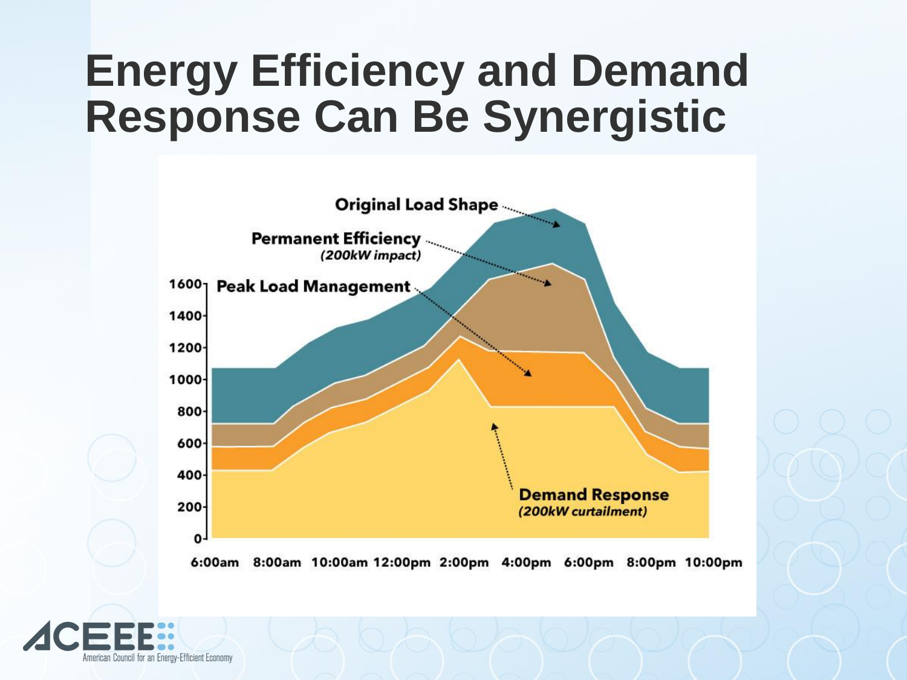# Energy Efficiency and Demand Response Can Be Synergistic

Original Load Shape

**Permanent Efficiency**
*(200kW impact)*

**Peak Load Management**

**Demand Response**
*(200kW curtailment)*

1600
1400
1200
1000
800
600
400
200
0

6:00am 8:00am 10:00am 12:00pm 2:00pm 4:00pm 6:00pm 8:00pm 10:00pm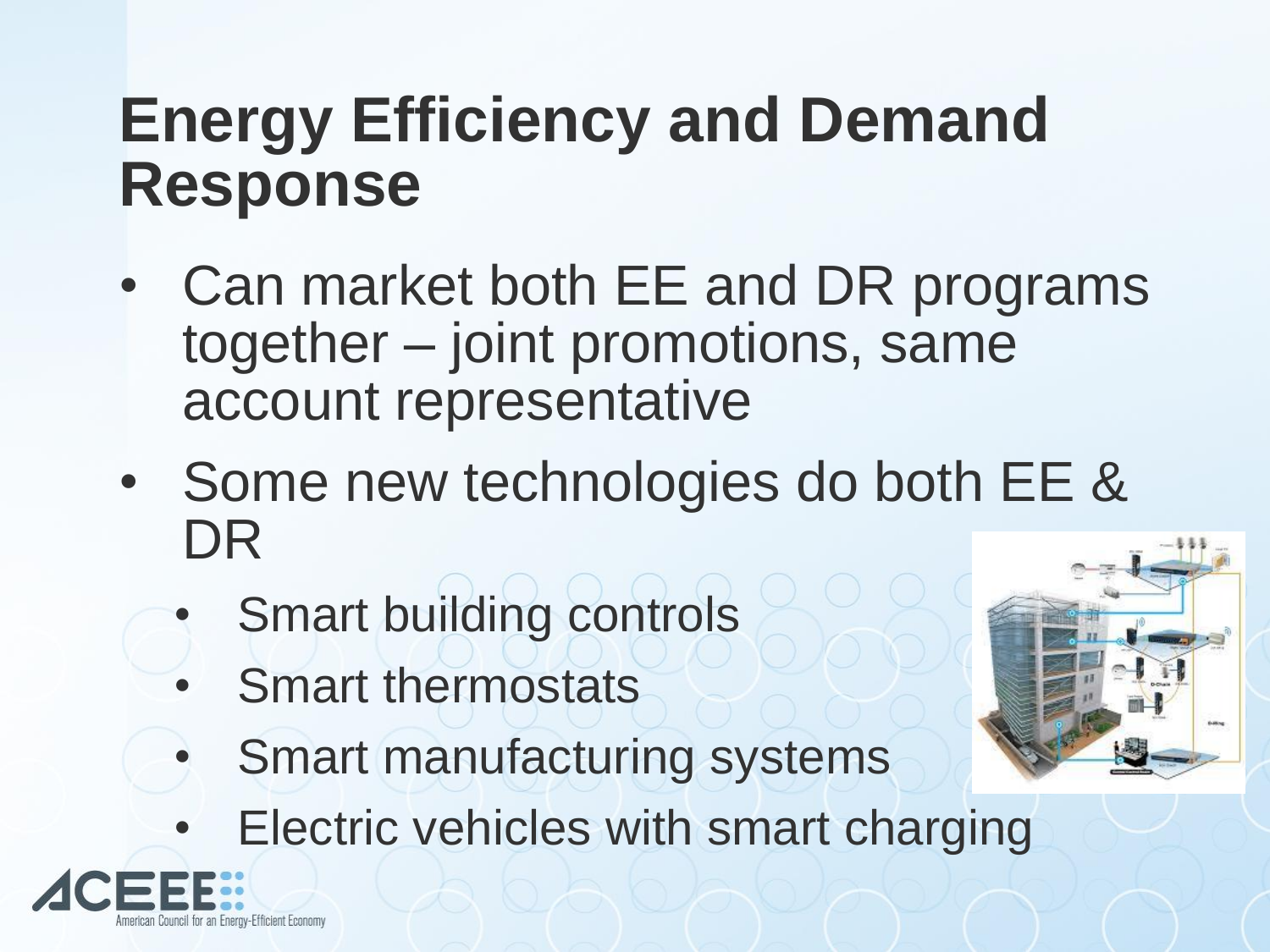# Energy Efficiency and Demand Response

- Can market both EE and DR programs together – joint promotions, same account representative
- Some new technologies do both EE & DR
  - Smart building controls
  - Smart thermostats
  - Smart manufacturing systems
  - Electric vehicles with smart charging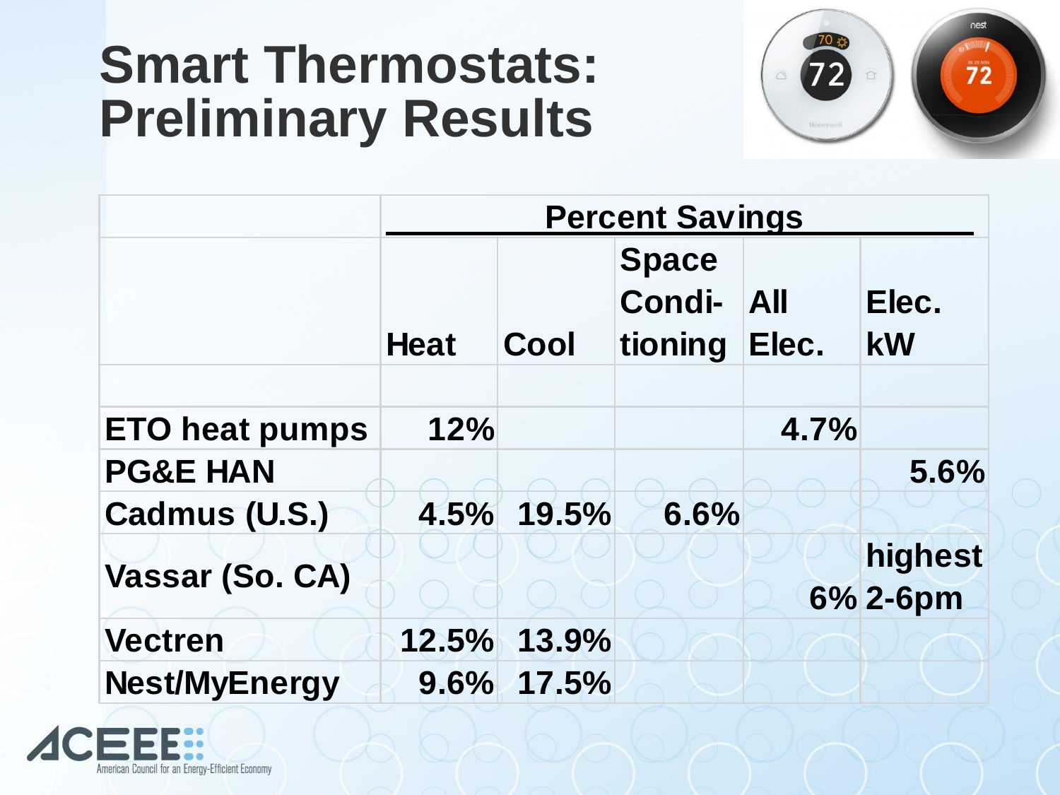# Smart Thermostats: Preliminary Results

| | Percent Savings | | | | |
|---|---|---|---|---|---|
| | Heat | Cool | Space Condi-tioning | All Elec. | Elec. kW |
| | | | | | |
| ETO heat pumps | 12% | | | 4.7% | |
| PG&E HAN | | | | | 5.6% |
| Cadmus (U.S.) | 4.5% | 19.5% | 6.6% | | |
| Vassar (So. CA) | | | | 6% | highest 2-6pm |
| Vectren | 12.5% | 13.9% | | | |
| Nest/MyEnergy | 9.6% | 17.5% | | | |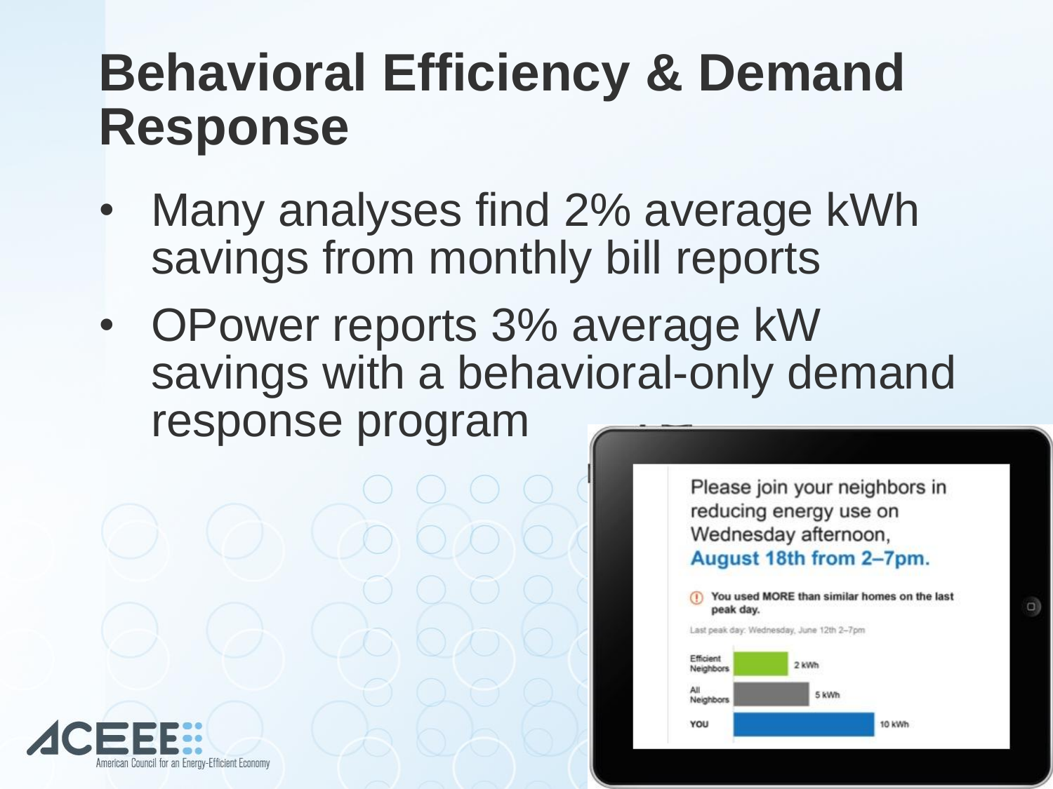# Behavioral Efficiency & Demand Response

- Many analyses find 2% average kWh savings from monthly bill reports
- OPower reports 3% average kW savings with a behavioral-only demand response program

Please join your neighbors in reducing energy use on Wednesday afternoon, **August 18th from 2–7pm.**

**You used MORE than similar homes on the last peak day.**

Last peak day: Wednesday, June 12th 2–7pm

| | |
|---|---|
| Efficient Neighbors | 2 kWh |
| All Neighbors | 5 kWh |
| YOU | 10 kWh |

ACEEE American Council for an Energy-Efficient Economy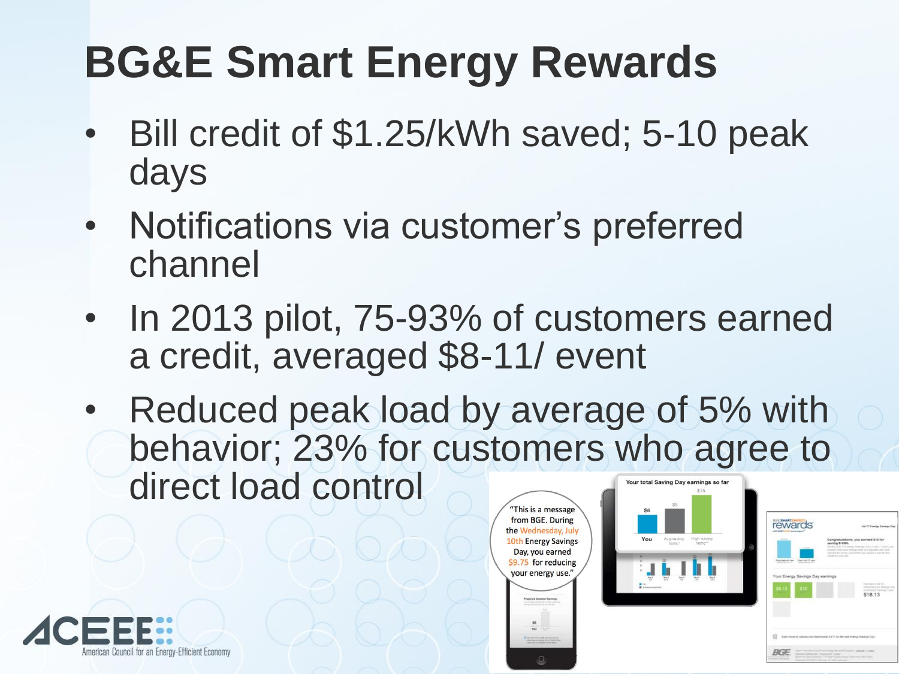# BG&E Smart Energy Rewards

- Bill credit of $1.25/kWh saved; 5-10 peak days
- Notifications via customer's preferred channel
- In 2013 pilot, 75-93% of customers earned a credit, averaged $8-11/ event
- Reduced peak load by average of 5% with behavior; 23% for customers who agree to direct load control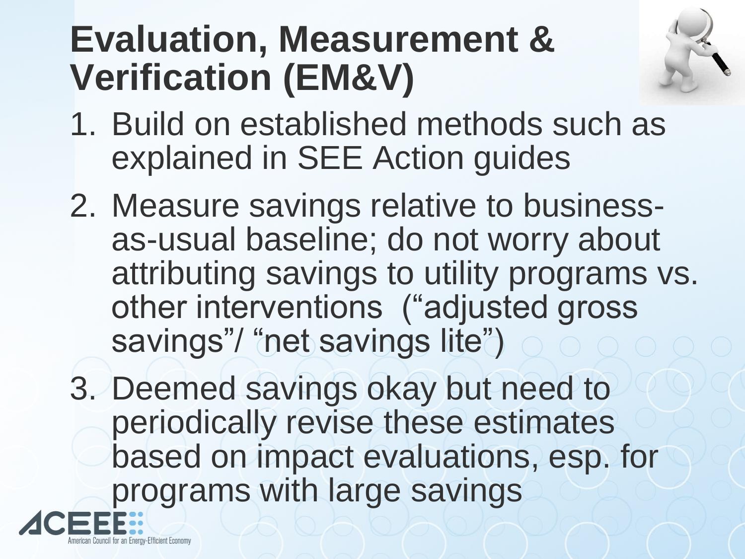# Evaluation, Measurement & Verification (EM&V)

1. Build on established methods such as explained in SEE Action guides
2. Measure savings relative to business-as-usual baseline; do not worry about attributing savings to utility programs vs. other interventions ("adjusted gross savings"/ "net savings lite")
3. Deemed savings okay but need to periodically revise these estimates based on impact evaluations, esp. for programs with large savings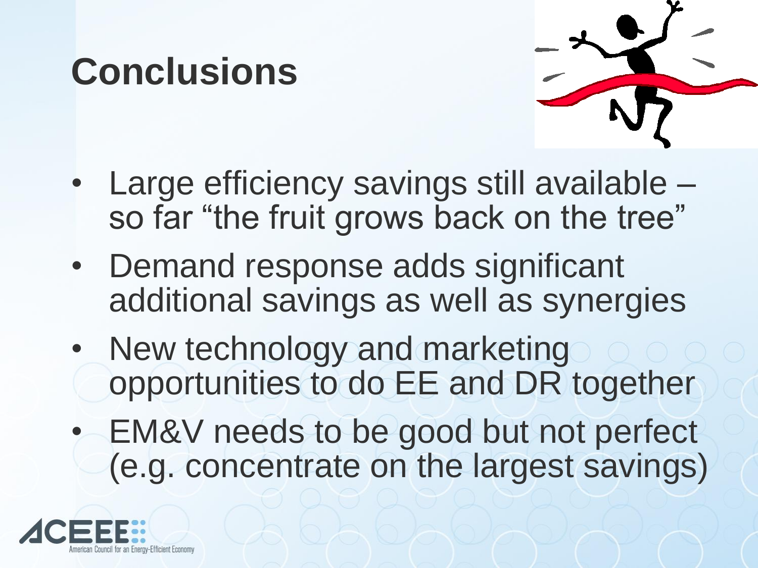# Conclusions

- Large efficiency savings still available – so far "the fruit grows back on the tree"
- Demand response adds significant additional savings as well as synergies
- New technology and marketing opportunities to do EE and DR together
- EM&V needs to be good but not perfect (e.g. concentrate on the largest savings)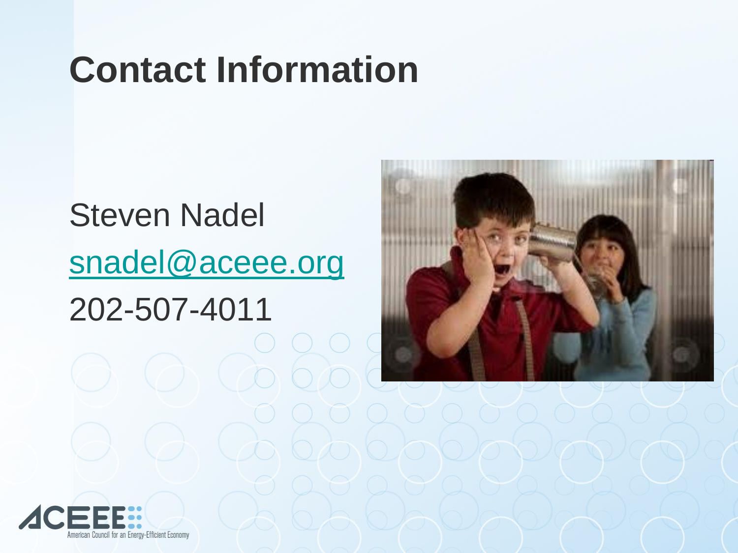# Contact Information

Steven Nadel

snadel@aceee.org

202-507-4011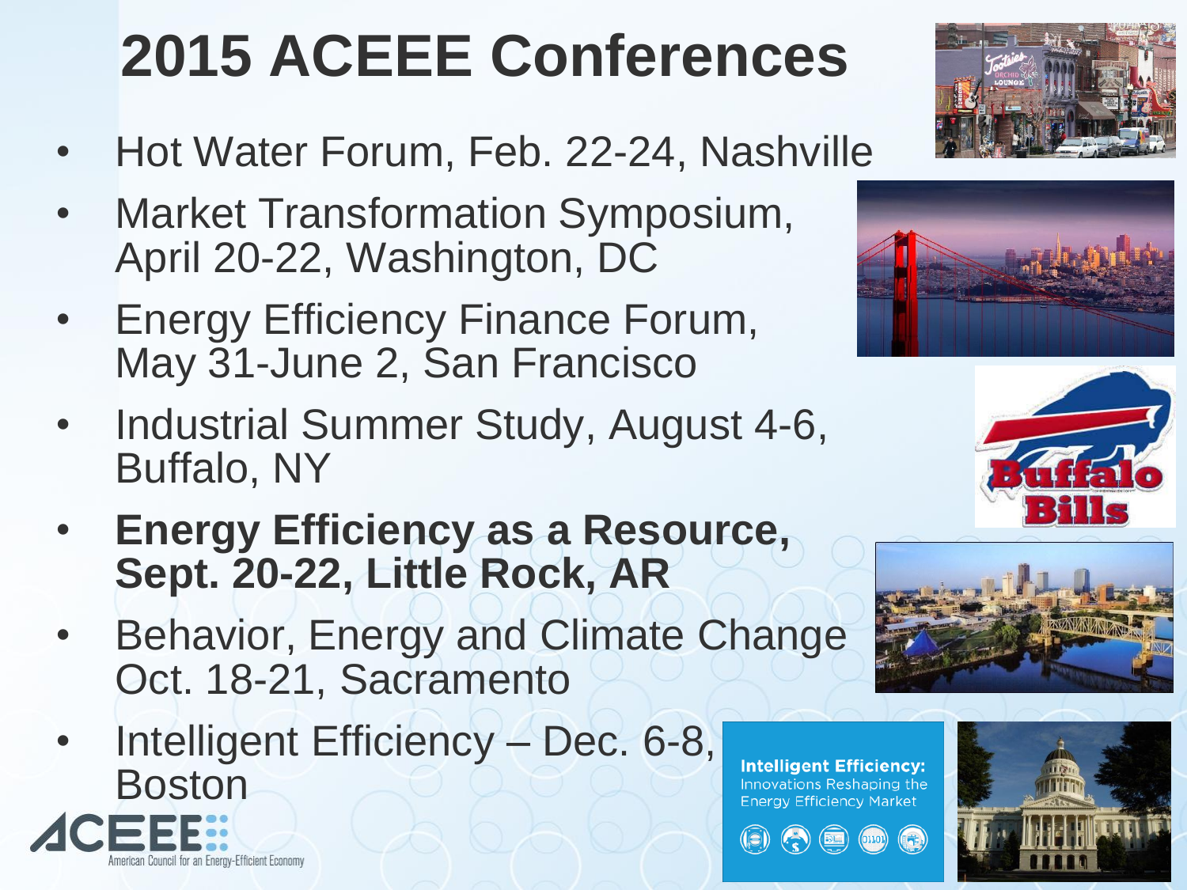# 2015 ACEEE Conferences

- Hot Water Forum, Feb. 22-24, Nashville
- Market Transformation Symposium, April 20-22, Washington, DC
- Energy Efficiency Finance Forum, May 31-June 2, San Francisco
- Industrial Summer Study, August 4-6, Buffalo, NY
- **Energy Efficiency as a Resource, Sept. 20-22, Little Rock, AR**
- Behavior, Energy and Climate Change Oct. 18-21, Sacramento
- Intelligent Efficiency – Dec. 6-8, Boston

**Intelligent Efficiency:** Innovations Reshaping the Energy Efficiency Market

ACEEE American Council for an Energy-Efficient Economy